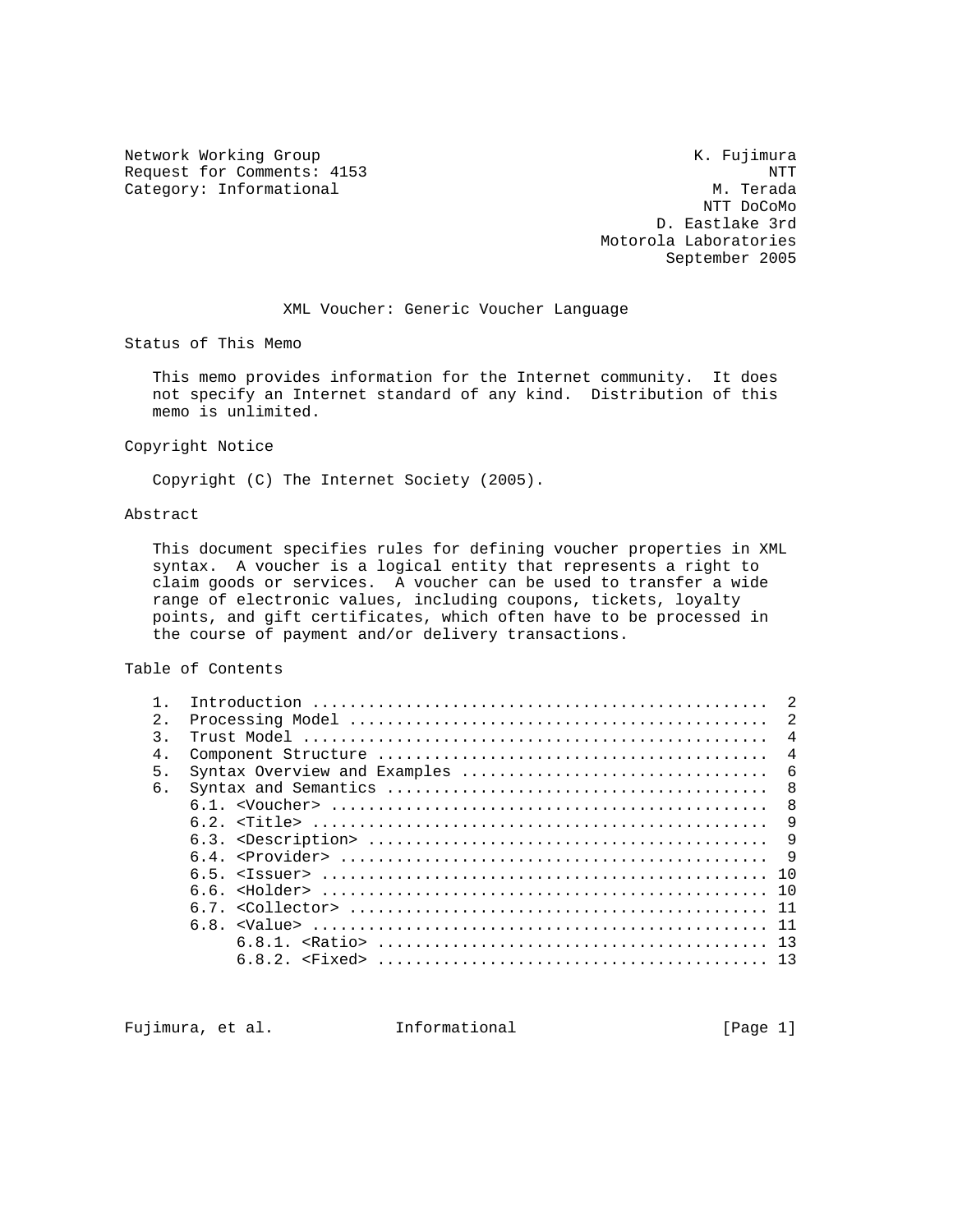Network Working Group K. Fujimura
Request for Comments: 4153 NTT
Category: Informational M. Terada
NTT DoCoMo
D. Eastlake 3rd
Motorola Laboratories
September 2005

# XML Voucher: Generic Voucher Language

## Status of This Memo

This memo provides information for the Internet community. It does not specify an Internet standard of any kind. Distribution of this memo is unlimited.

## Copyright Notice

Copyright (C) The Internet Society (2005).

## Abstract

This document specifies rules for defining voucher properties in XML syntax. A voucher is a logical entity that represents a right to claim goods or services. A voucher can be used to transfer a wide range of electronic values, including coupons, tickets, loyalty points, and gift certificates, which often have to be processed in the course of payment and/or delivery transactions.

## Table of Contents

```
   1.  Introduction ................................................  2
   2.  Processing Model ............................................  2
   3.  Trust Model .................................................  4
   4.  Component Structure .........................................  4
   5.  Syntax Overview and Examples ................................  6
   6.  Syntax and Semantics ........................................  8
       6.1. <Voucher> ..............................................  8
       6.2. <Title> ................................................  9
       6.3. <Description> ..........................................  9
       6.4. <Provider> .............................................  9
       6.5. <Issuer> ............................................... 10
       6.6. <Holder> ............................................... 10
       6.7. <Collector> ............................................ 11
       6.8. <Value> ................................................ 11
            6.8.1. <Ratio> ......................................... 13
            6.8.2. <Fixed> ......................................... 13
```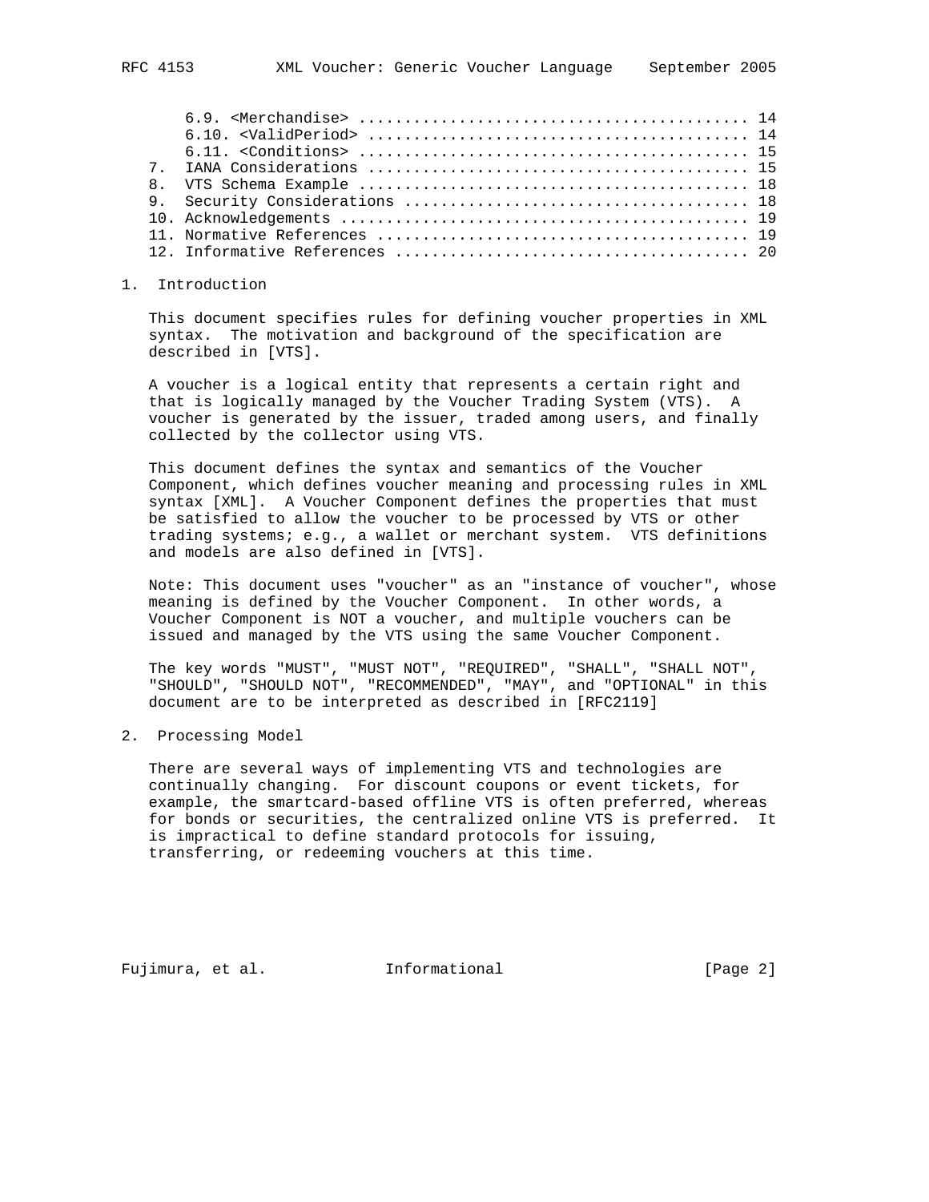6.9. <Merchandise> .......................................... 14
   6.10. <ValidPeriod> ........................................ 14
   6.11. <Conditions> ......................................... 15
7. IANA Considerations ........................................ 15
8. VTS Schema Example ......................................... 18
9. Security Considerations .................................... 18
10. Acknowledgements .......................................... 19
11. Normative References ...................................... 19
12. Informative References .................................... 20

## 1. Introduction

This document specifies rules for defining voucher properties in XML syntax. The motivation and background of the specification are described in [VTS].

A voucher is a logical entity that represents a certain right and that is logically managed by the Voucher Trading System (VTS). A voucher is generated by the issuer, traded among users, and finally collected by the collector using VTS.

This document defines the syntax and semantics of the Voucher Component, which defines voucher meaning and processing rules in XML syntax [XML]. A Voucher Component defines the properties that must be satisfied to allow the voucher to be processed by VTS or other trading systems; e.g., a wallet or merchant system. VTS definitions and models are also defined in [VTS].

Note: This document uses "voucher" as an "instance of voucher", whose meaning is defined by the Voucher Component. In other words, a Voucher Component is NOT a voucher, and multiple vouchers can be issued and managed by the VTS using the same Voucher Component.

The key words "MUST", "MUST NOT", "REQUIRED", "SHALL", "SHALL NOT", "SHOULD", "SHOULD NOT", "RECOMMENDED", "MAY", and "OPTIONAL" in this document are to be interpreted as described in [RFC2119]

## 2. Processing Model

There are several ways of implementing VTS and technologies are continually changing. For discount coupons or event tickets, for example, the smartcard-based offline VTS is often preferred, whereas for bonds or securities, the centralized online VTS is preferred. It is impractical to define standard protocols for issuing, transferring, or redeeming vouchers at this time.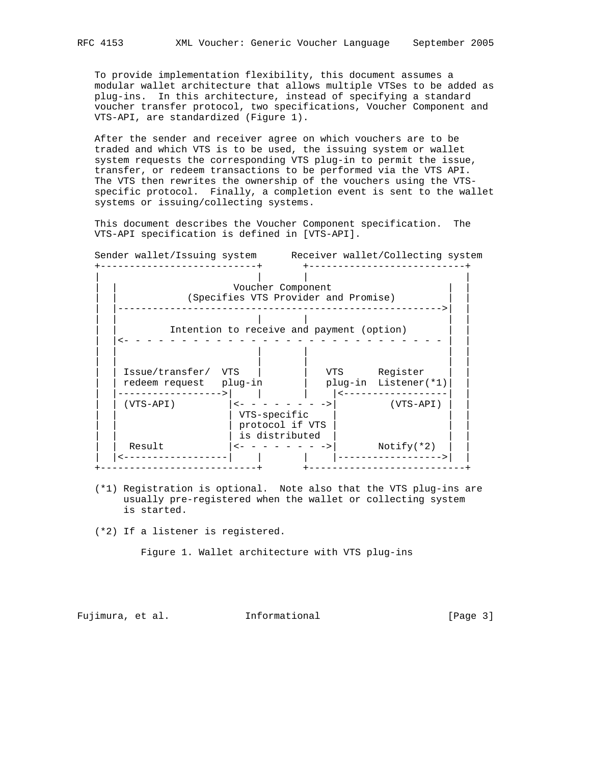To provide implementation flexibility, this document assumes a modular wallet architecture that allows multiple VTSes to be added as plug-ins. In this architecture, instead of specifying a standard voucher transfer protocol, two specifications, Voucher Component and VTS-API, are standardized (Figure 1).

After the sender and receiver agree on which vouchers are to be traded and which VTS is to be used, the issuing system or wallet system requests the corresponding VTS plug-in to permit the issue, transfer, or redeem transactions to be performed via the VTS API. The VTS then rewrites the ownership of the vouchers using the VTS-specific protocol. Finally, a completion event is sent to the wallet systems or issuing/collecting systems.

This document describes the Voucher Component specification. The VTS-API specification is defined in [VTS-API].

```
Sender wallet/Issuing system      Receiver wallet/Collecting system
+---------------------------+       +--------------------------+
|                           |       |                          |
|  |                   Voucher Component                   |  |
|  |           (Specifies VTS Provider and Promise)        |  |
|  |------------------------------------------------------>|  |
|  |                        |       |                      |  |
|  |         Intention to receive and payment (option)     |  |
|  |<- - - - - - - - - - - - - - - - - - - - - - - - - - - |  |
|  |                        |       |                      |  |
|  |                        |       |                      |  |
|  | Issue/transfer/  VTS   |       |   VTS      Register  |  |
|  | redeem request   plug-in       |   plug-in  Listener(*1)|  |
|  |----------------->|     |       |    |<------------------|  |
|  | (VTS-API)        |<- - - - - - - - ->|         (VTS-API) |  |
|  |                  | VTS-specific      |                   |  |
|  |                  | protocol if VTS   |                   |  |
|  |                  | is distributed    |                   |  |
|  |  Result          |<- - - - - - - - ->|       Notify(*2)  |  |
|  |<-----------------|     |       |    |------------------>|  |
+---------------------------+       +--------------------------+
```

(*1) Registration is optional. Note also that the VTS plug-ins are usually pre-registered when the wallet or collecting system is started.

(*2) If a listener is registered.

Figure 1. Wallet architecture with VTS plug-ins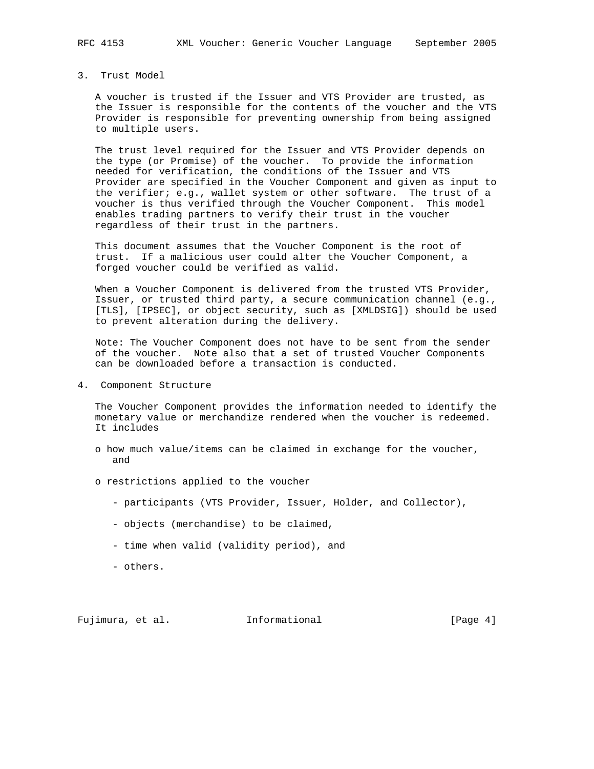## 3. Trust Model

A voucher is trusted if the Issuer and VTS Provider are trusted, as the Issuer is responsible for the contents of the voucher and the VTS Provider is responsible for preventing ownership from being assigned to multiple users.

The trust level required for the Issuer and VTS Provider depends on the type (or Promise) of the voucher. To provide the information needed for verification, the conditions of the Issuer and VTS Provider are specified in the Voucher Component and given as input to the verifier; e.g., wallet system or other software. The trust of a voucher is thus verified through the Voucher Component. This model enables trading partners to verify their trust in the voucher regardless of their trust in the partners.

This document assumes that the Voucher Component is the root of trust. If a malicious user could alter the Voucher Component, a forged voucher could be verified as valid.

When a Voucher Component is delivered from the trusted VTS Provider, Issuer, or trusted third party, a secure communication channel (e.g., [TLS], [IPSEC], or object security, such as [XMLDSIG]) should be used to prevent alteration during the delivery.

Note: The Voucher Component does not have to be sent from the sender of the voucher. Note also that a set of trusted Voucher Components can be downloaded before a transaction is conducted.

## 4. Component Structure

The Voucher Component provides the information needed to identify the monetary value or merchandize rendered when the voucher is redeemed. It includes

- how much value/items can be claimed in exchange for the voucher, and

- restrictions applied to the voucher

  - participants (VTS Provider, Issuer, Holder, and Collector),

  - objects (merchandise) to be claimed,

  - time when valid (validity period), and

  - others.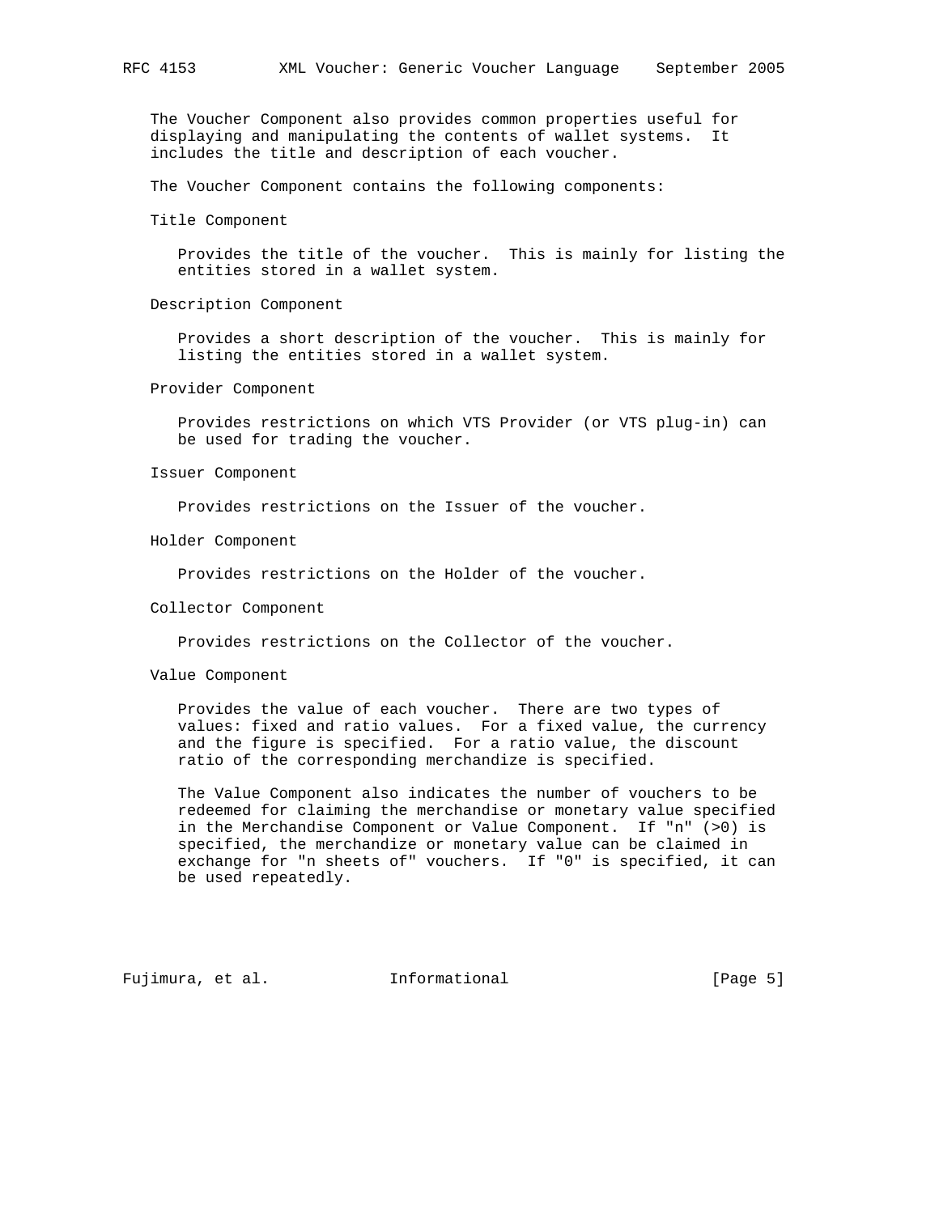The Voucher Component also provides common properties useful for displaying and manipulating the contents of wallet systems. It includes the title and description of each voucher.

The Voucher Component contains the following components:

Title Component

Provides the title of the voucher. This is mainly for listing the entities stored in a wallet system.

Description Component

Provides a short description of the voucher. This is mainly for listing the entities stored in a wallet system.

Provider Component

Provides restrictions on which VTS Provider (or VTS plug-in) can be used for trading the voucher.

Issuer Component

Provides restrictions on the Issuer of the voucher.

Holder Component

Provides restrictions on the Holder of the voucher.

Collector Component

Provides restrictions on the Collector of the voucher.

Value Component

Provides the value of each voucher. There are two types of values: fixed and ratio values. For a fixed value, the currency and the figure is specified. For a ratio value, the discount ratio of the corresponding merchandize is specified.

The Value Component also indicates the number of vouchers to be redeemed for claiming the merchandise or monetary value specified in the Merchandise Component or Value Component. If "n" (>0) is specified, the merchandize or monetary value can be claimed in exchange for "n sheets of" vouchers. If "0" is specified, it can be used repeatedly.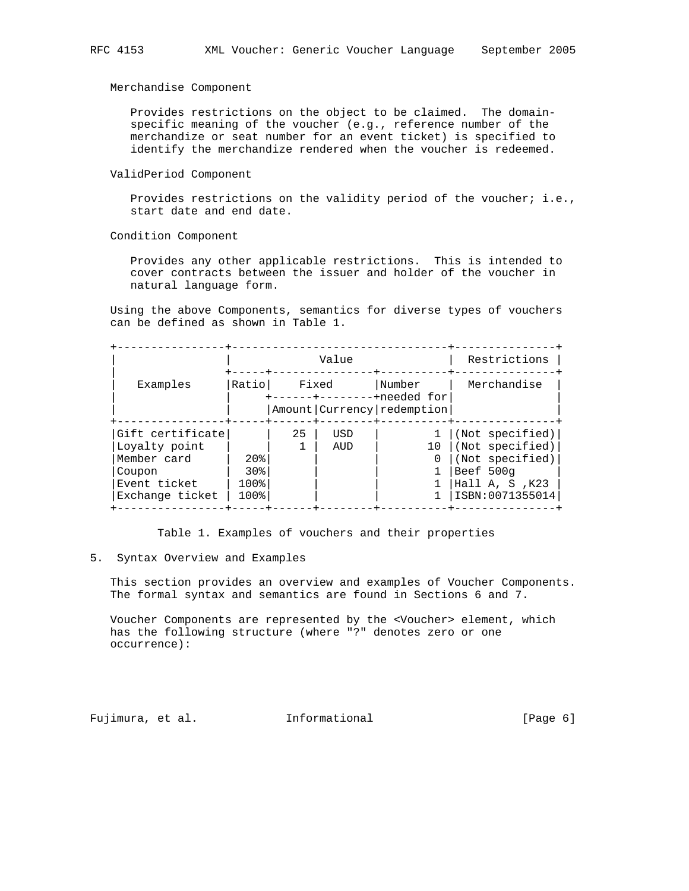Merchandise Component

Provides restrictions on the object to be claimed. The domain-specific meaning of the voucher (e.g., reference number of the merchandize or seat number for an event ticket) is specified to identify the merchandize rendered when the voucher is redeemed.

ValidPeriod Component

Provides restrictions on the validity period of the voucher; i.e., start date and end date.

Condition Component

Provides any other applicable restrictions. This is intended to cover contracts between the issuer and holder of the voucher in natural language form.

Using the above Components, semantics for diverse types of vouchers can be defined as shown in Table 1.

| Examples | Value | | | | Restrictions |
|---|---|---|---|---|---|
| | Ratio | Fixed | | Number needed for redemption | Merchandise |
| | | Amount | Currency | | |
| Gift certificate | | 25 | USD | 1 | (Not specified) |
| Loyalty point | | 1 | AUD | 10 | (Not specified) |
| Member card | 20% | | | 0 | (Not specified) |
| Coupon | 30% | | | 1 | Beef 500g |
| Event ticket | 100% | | | 1 | Hall A, S ,K23 |
| Exchange ticket | 100% | | | 1 | ISBN:0071355014 |

Table 1. Examples of vouchers and their properties

## 5. Syntax Overview and Examples

This section provides an overview and examples of Voucher Components. The formal syntax and semantics are found in Sections 6 and 7.

Voucher Components are represented by the <Voucher> element, which has the following structure (where "?" denotes zero or one occurrence):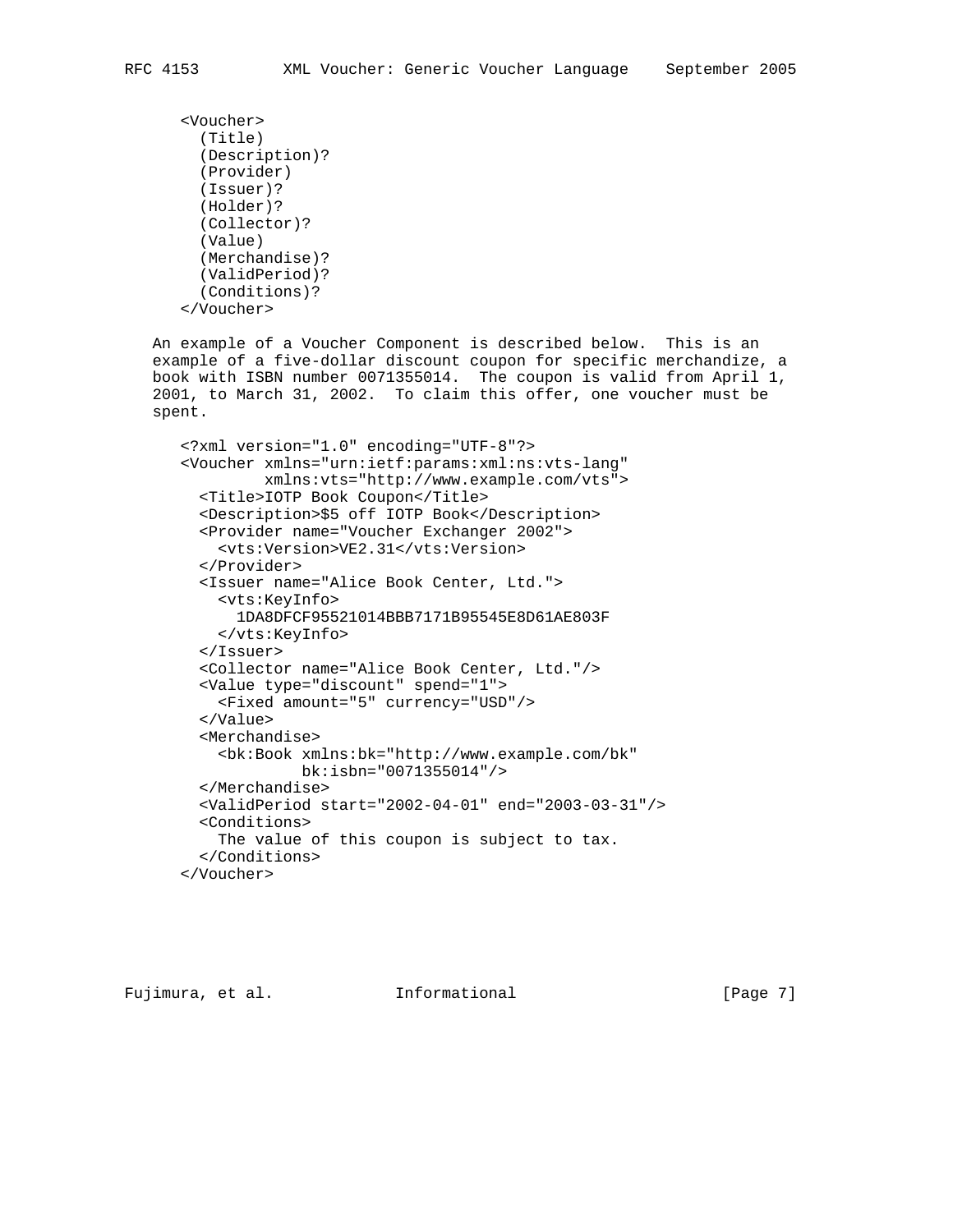```
<Voucher>
  (Title)
  (Description)?
  (Provider)
  (Issuer)?
  (Holder)?
  (Collector)?
  (Value)
  (Merchandise)?
  (ValidPeriod)?
  (Conditions)?
</Voucher>
```

An example of a Voucher Component is described below. This is an example of a five-dollar discount coupon for specific merchandize, a book with ISBN number 0071355014. The coupon is valid from April 1, 2001, to March 31, 2002. To claim this offer, one voucher must be spent.

```
<?xml version="1.0" encoding="UTF-8"?>
<Voucher xmlns="urn:ietf:params:xml:ns:vts-lang"
         xmlns:vts="http://www.example.com/vts">
  <Title>IOTP Book Coupon</Title>
  <Description>$5 off IOTP Book</Description>
  <Provider name="Voucher Exchanger 2002">
    <vts:Version>VE2.31</vts:Version>
  </Provider>
  <Issuer name="Alice Book Center, Ltd.">
    <vts:KeyInfo>
      1DA8DFCF95521014BBB7171B95545E8D61AE803F
    </vts:KeyInfo>
  </Issuer>
  <Collector name="Alice Book Center, Ltd."/>
  <Value type="discount" spend="1">
    <Fixed amount="5" currency="USD"/>
  </Value>
  <Merchandise>
    <bk:Book xmlns:bk="http://www.example.com/bk"
             bk:isbn="0071355014"/>
  </Merchandise>
  <ValidPeriod start="2002-04-01" end="2003-03-31"/>
  <Conditions>
    The value of this coupon is subject to tax.
  </Conditions>
</Voucher>
```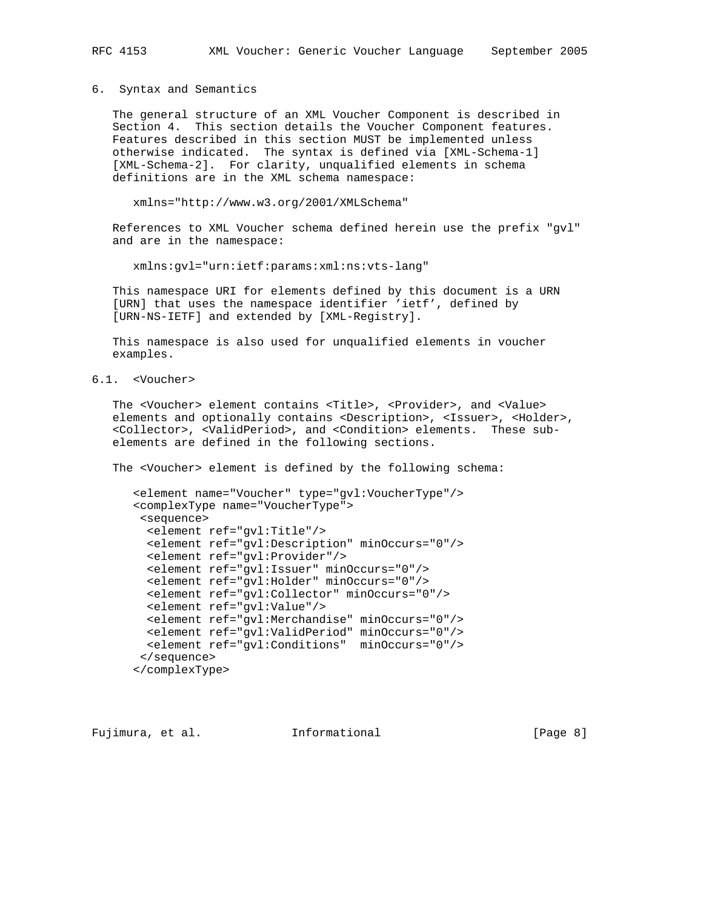## 6. Syntax and Semantics

The general structure of an XML Voucher Component is described in Section 4. This section details the Voucher Component features. Features described in this section MUST be implemented unless otherwise indicated. The syntax is defined via [XML-Schema-1] [XML-Schema-2]. For clarity, unqualified elements in schema definitions are in the XML schema namespace:

```
xmlns="http://www.w3.org/2001/XMLSchema"
```

References to XML Voucher schema defined herein use the prefix "gvl" and are in the namespace:

```
xmlns:gvl="urn:ietf:params:xml:ns:vts-lang"
```

This namespace URI for elements defined by this document is a URN [URN] that uses the namespace identifier 'ietf', defined by [URN-NS-IETF] and extended by [XML-Registry].

This namespace is also used for unqualified elements in voucher examples.

### 6.1. <Voucher>

The <Voucher> element contains <Title>, <Provider>, and <Value> elements and optionally contains <Description>, <Issuer>, <Holder>, <Collector>, <ValidPeriod>, and <Condition> elements. These sub-elements are defined in the following sections.

The <Voucher> element is defined by the following schema:

```
<element name="Voucher" type="gvl:VoucherType"/>
<complexType name="VoucherType">
 <sequence>
  <element ref="gvl:Title"/>
  <element ref="gvl:Description" minOccurs="0"/>
  <element ref="gvl:Provider"/>
  <element ref="gvl:Issuer" minOccurs="0"/>
  <element ref="gvl:Holder" minOccurs="0"/>
  <element ref="gvl:Collector" minOccurs="0"/>
  <element ref="gvl:Value"/>
  <element ref="gvl:Merchandise" minOccurs="0"/>
  <element ref="gvl:ValidPeriod" minOccurs="0"/>
  <element ref="gvl:Conditions"  minOccurs="0"/>
 </sequence>
</complexType>
```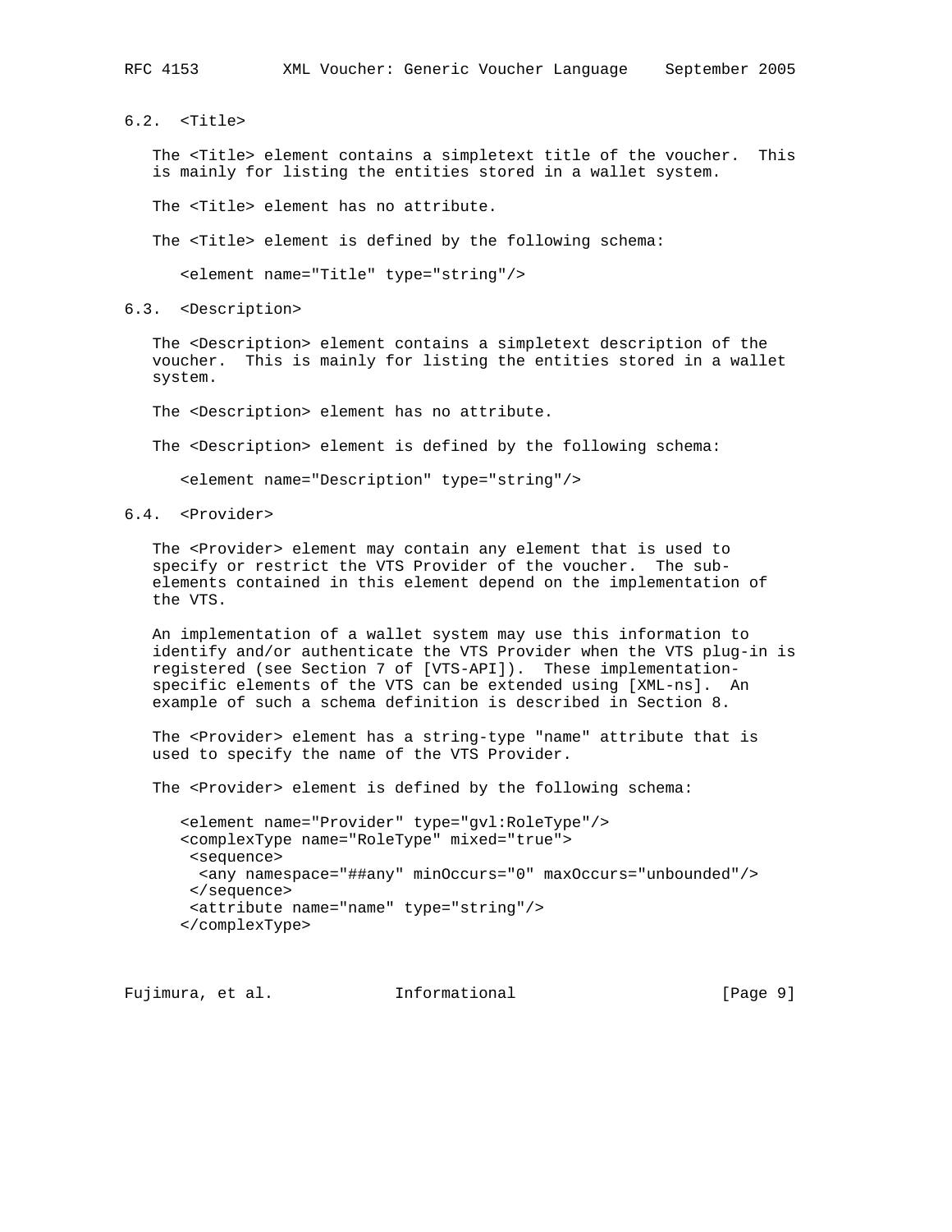### 6.2. <Title>

The <Title> element contains a simpletext title of the voucher. This is mainly for listing the entities stored in a wallet system.

The <Title> element has no attribute.

The <Title> element is defined by the following schema:

```
<element name="Title" type="string"/>
```

### 6.3. <Description>

The <Description> element contains a simpletext description of the voucher. This is mainly for listing the entities stored in a wallet system.

The <Description> element has no attribute.

The <Description> element is defined by the following schema:

```
<element name="Description" type="string"/>
```

### 6.4. <Provider>

The <Provider> element may contain any element that is used to specify or restrict the VTS Provider of the voucher. The sub-elements contained in this element depend on the implementation of the VTS.

An implementation of a wallet system may use this information to identify and/or authenticate the VTS Provider when the VTS plug-in is registered (see Section 7 of [VTS-API]). These implementation-specific elements of the VTS can be extended using [XML-ns]. An example of such a schema definition is described in Section 8.

The <Provider> element has a string-type "name" attribute that is used to specify the name of the VTS Provider.

The <Provider> element is defined by the following schema:

```
<element name="Provider" type="gvl:RoleType"/>
<complexType name="RoleType" mixed="true">
 <sequence>
  <any namespace="##any" minOccurs="0" maxOccurs="unbounded"/>
 </sequence>
 <attribute name="name" type="string"/>
</complexType>
```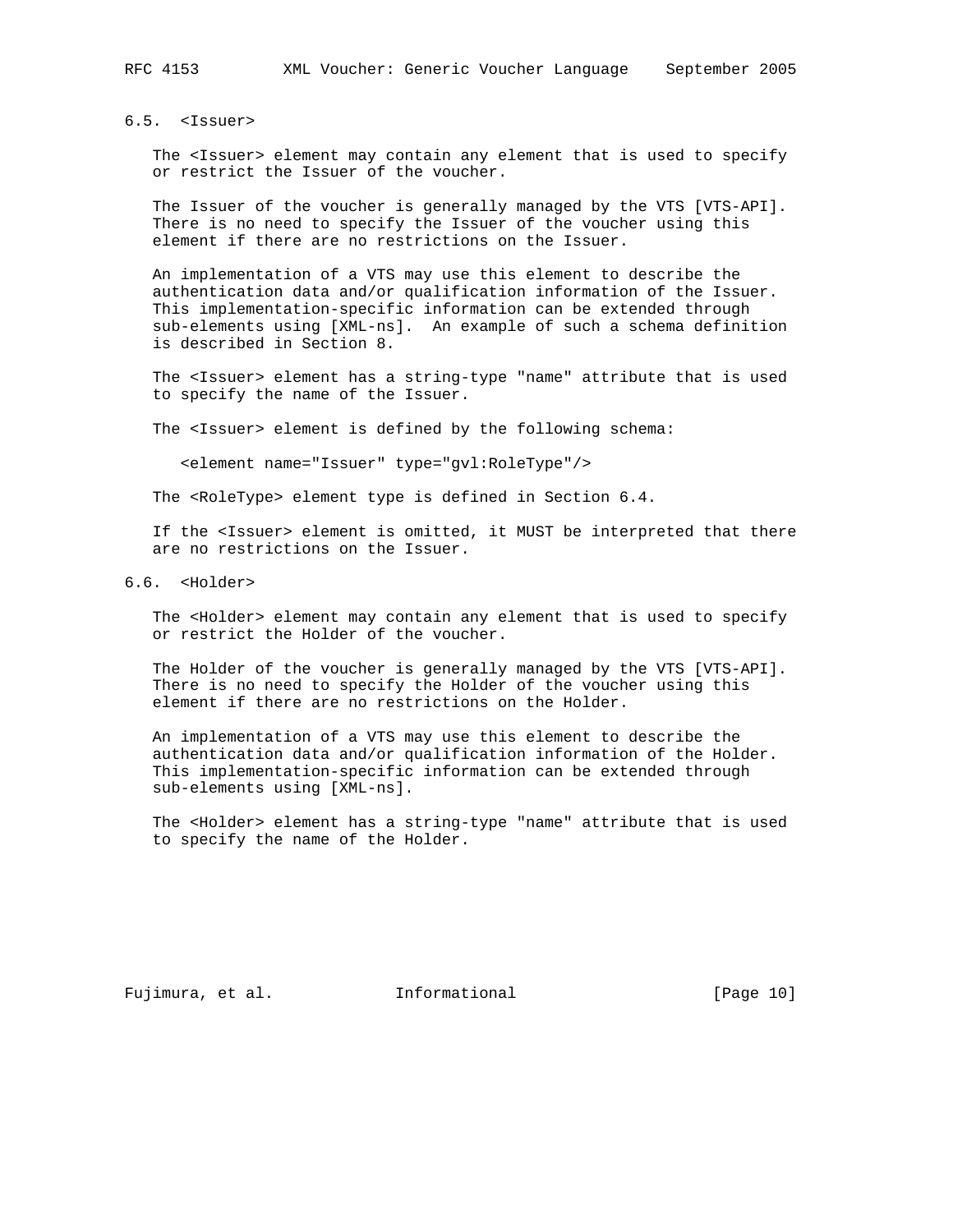### 6.5. <Issuer>

The <Issuer> element may contain any element that is used to specify or restrict the Issuer of the voucher.

The Issuer of the voucher is generally managed by the VTS [VTS-API]. There is no need to specify the Issuer of the voucher using this element if there are no restrictions on the Issuer.

An implementation of a VTS may use this element to describe the authentication data and/or qualification information of the Issuer. This implementation-specific information can be extended through sub-elements using [XML-ns]. An example of such a schema definition is described in Section 8.

The <Issuer> element has a string-type "name" attribute that is used to specify the name of the Issuer.

The <Issuer> element is defined by the following schema:

```
<element name="Issuer" type="gvl:RoleType"/>
```

The <RoleType> element type is defined in Section 6.4.

If the <Issuer> element is omitted, it MUST be interpreted that there are no restrictions on the Issuer.

### 6.6. <Holder>

The <Holder> element may contain any element that is used to specify or restrict the Holder of the voucher.

The Holder of the voucher is generally managed by the VTS [VTS-API]. There is no need to specify the Holder of the voucher using this element if there are no restrictions on the Holder.

An implementation of a VTS may use this element to describe the authentication data and/or qualification information of the Holder. This implementation-specific information can be extended through sub-elements using [XML-ns].

The <Holder> element has a string-type "name" attribute that is used to specify the name of the Holder.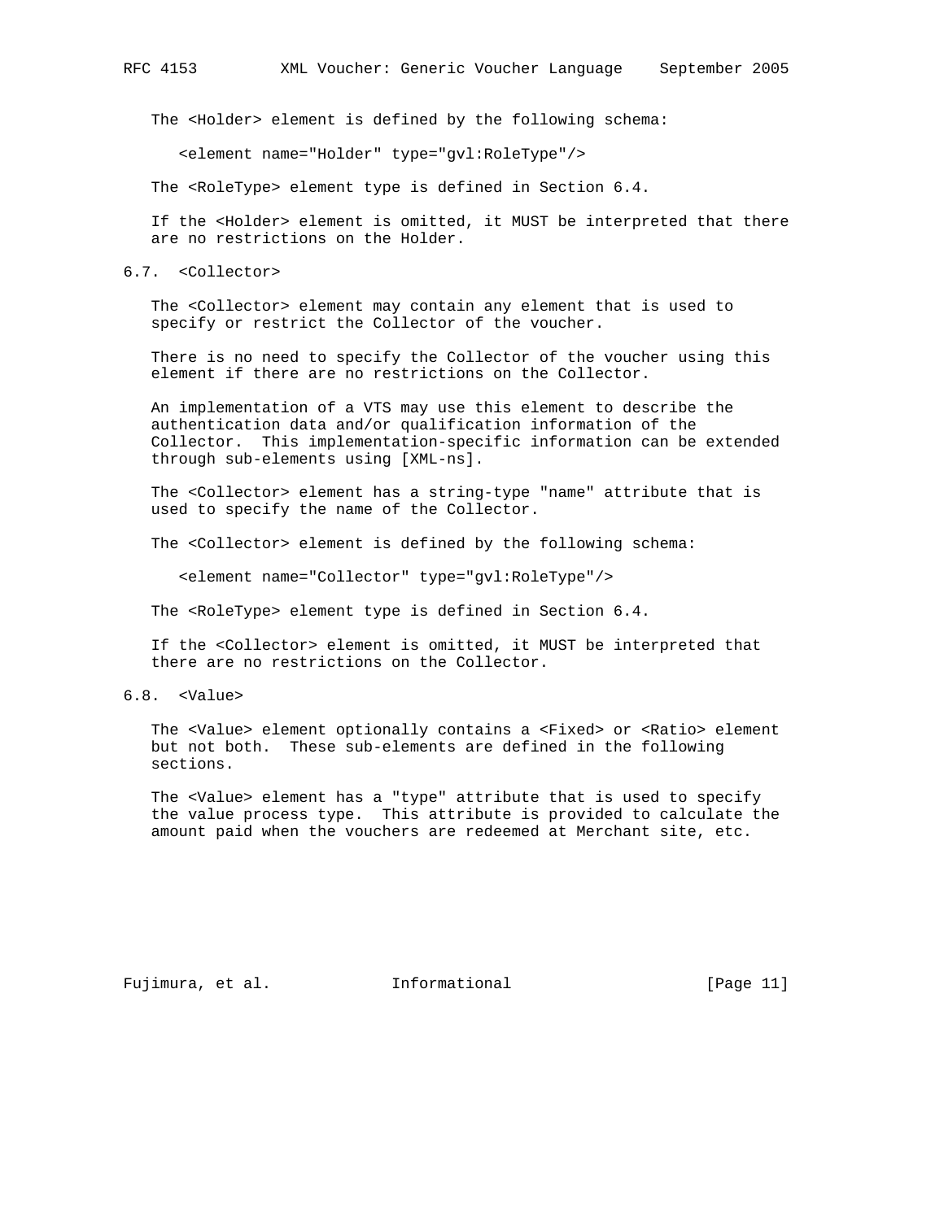The <Holder> element is defined by the following schema:

```
<element name="Holder" type="gvl:RoleType"/>
```

The <RoleType> element type is defined in Section 6.4.

If the <Holder> element is omitted, it MUST be interpreted that there are no restrictions on the Holder.

## 6.7. <Collector>

The <Collector> element may contain any element that is used to specify or restrict the Collector of the voucher.

There is no need to specify the Collector of the voucher using this element if there are no restrictions on the Collector.

An implementation of a VTS may use this element to describe the authentication data and/or qualification information of the Collector. This implementation-specific information can be extended through sub-elements using [XML-ns].

The <Collector> element has a string-type "name" attribute that is used to specify the name of the Collector.

The <Collector> element is defined by the following schema:

```
<element name="Collector" type="gvl:RoleType"/>
```

The <RoleType> element type is defined in Section 6.4.

If the <Collector> element is omitted, it MUST be interpreted that there are no restrictions on the Collector.

## 6.8. <Value>

The <Value> element optionally contains a <Fixed> or <Ratio> element but not both. These sub-elements are defined in the following sections.

The <Value> element has a "type" attribute that is used to specify the value process type. This attribute is provided to calculate the amount paid when the vouchers are redeemed at Merchant site, etc.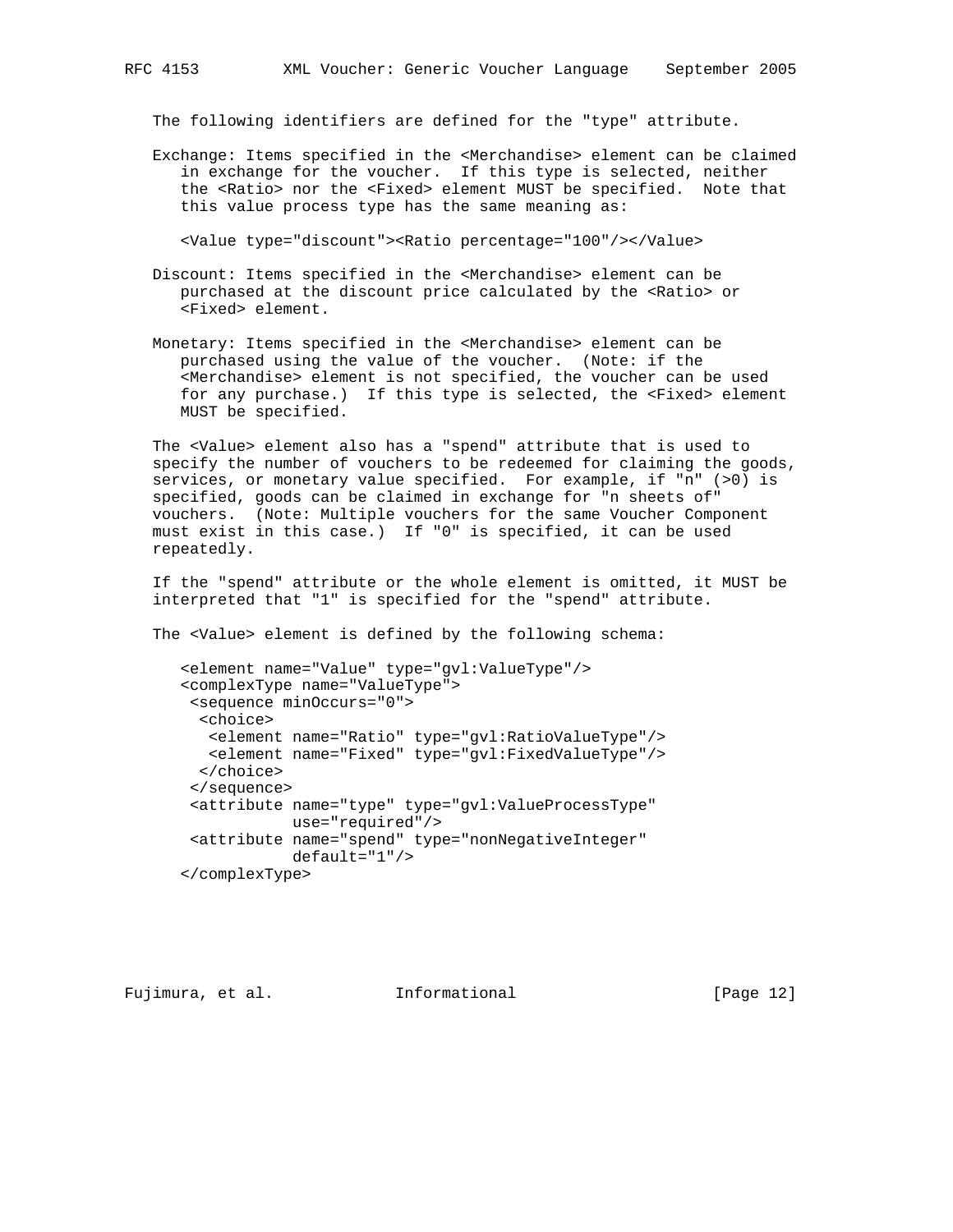The following identifiers are defined for the "type" attribute.

Exchange: Items specified in the <Merchandise> element can be claimed in exchange for the voucher. If this type is selected, neither the <Ratio> nor the <Fixed> element MUST be specified. Note that this value process type has the same meaning as:

```
<Value type="discount"><Ratio percentage="100"/></Value>
```

Discount: Items specified in the <Merchandise> element can be purchased at the discount price calculated by the <Ratio> or <Fixed> element.

Monetary: Items specified in the <Merchandise> element can be purchased using the value of the voucher. (Note: if the <Merchandise> element is not specified, the voucher can be used for any purchase.) If this type is selected, the <Fixed> element MUST be specified.

The <Value> element also has a "spend" attribute that is used to specify the number of vouchers to be redeemed for claiming the goods, services, or monetary value specified. For example, if "n" (>0) is specified, goods can be claimed in exchange for "n sheets of" vouchers. (Note: Multiple vouchers for the same Voucher Component must exist in this case.) If "0" is specified, it can be used repeatedly.

If the "spend" attribute or the whole element is omitted, it MUST be interpreted that "1" is specified for the "spend" attribute.

The <Value> element is defined by the following schema:

```
<element name="Value" type="gvl:ValueType"/>
<complexType name="ValueType">
 <sequence minOccurs="0">
  <choice>
   <element name="Ratio" type="gvl:RatioValueType"/>
   <element name="Fixed" type="gvl:FixedValueType"/>
  </choice>
 </sequence>
 <attribute name="type" type="gvl:ValueProcessType"
            use="required"/>
 <attribute name="spend" type="nonNegativeInteger"
            default="1"/>
</complexType>
```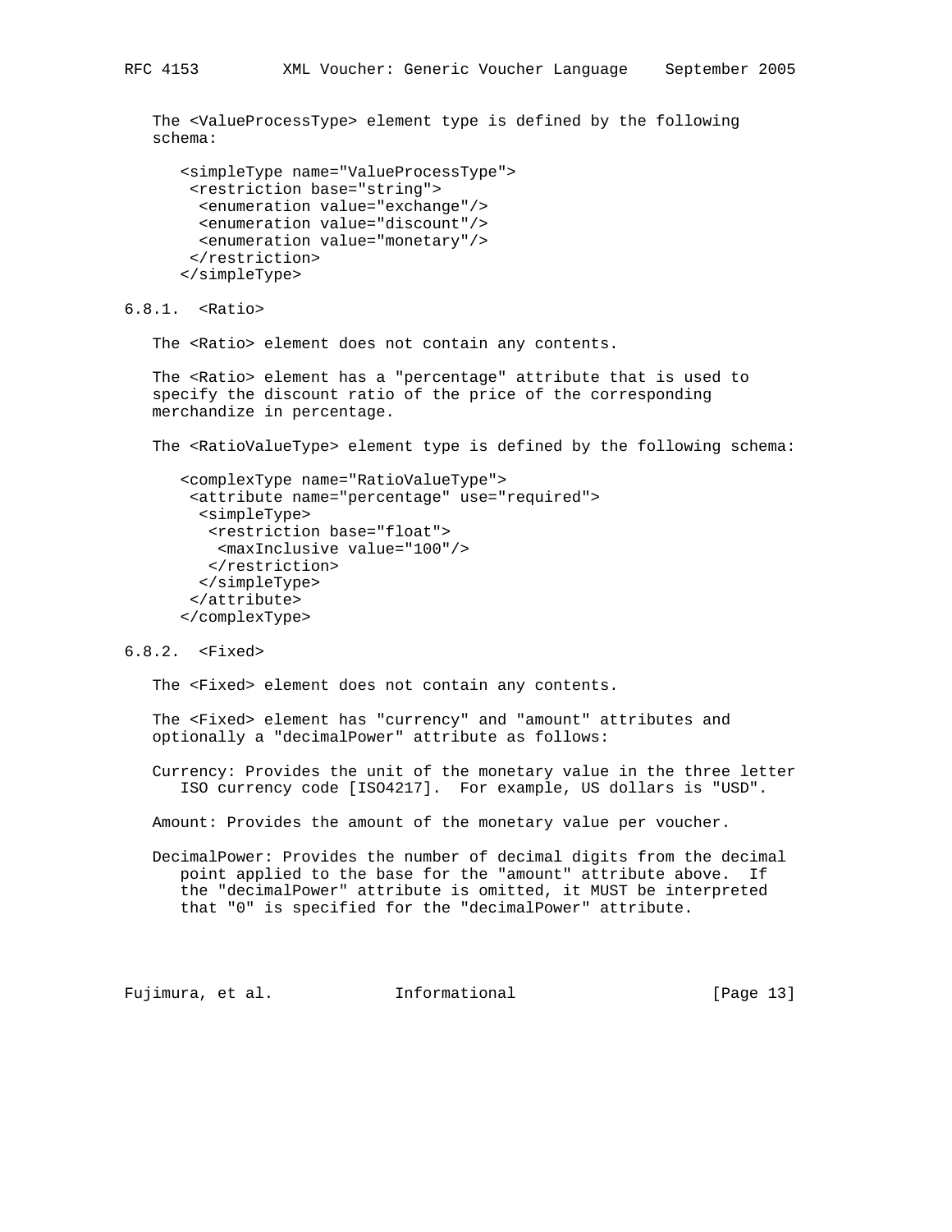The <ValueProcessType> element type is defined by the following schema:

```
<simpleType name="ValueProcessType">
 <restriction base="string">
  <enumeration value="exchange"/>
  <enumeration value="discount"/>
  <enumeration value="monetary"/>
 </restriction>
</simpleType>
```

### 6.8.1. <Ratio>

The <Ratio> element does not contain any contents.

The <Ratio> element has a "percentage" attribute that is used to specify the discount ratio of the price of the corresponding merchandize in percentage.

The <RatioValueType> element type is defined by the following schema:

```
<complexType name="RatioValueType">
 <attribute name="percentage" use="required">
  <simpleType>
   <restriction base="float">
    <maxInclusive value="100"/>
   </restriction>
  </simpleType>
 </attribute>
</complexType>
```

### 6.8.2. <Fixed>

The <Fixed> element does not contain any contents.

The <Fixed> element has "currency" and "amount" attributes and optionally a "decimalPower" attribute as follows:

Currency: Provides the unit of the monetary value in the three letter ISO currency code [ISO4217]. For example, US dollars is "USD".

Amount: Provides the amount of the monetary value per voucher.

DecimalPower: Provides the number of decimal digits from the decimal point applied to the base for the "amount" attribute above. If the "decimalPower" attribute is omitted, it MUST be interpreted that "0" is specified for the "decimalPower" attribute.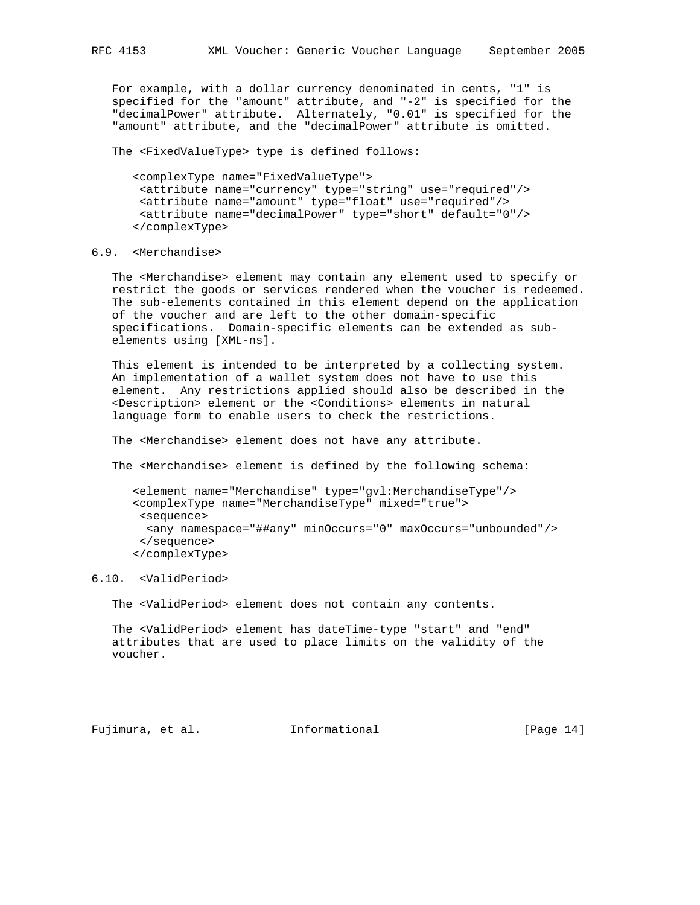For example, with a dollar currency denominated in cents, "1" is specified for the "amount" attribute, and "-2" is specified for the "decimalPower" attribute. Alternately, "0.01" is specified for the "amount" attribute, and the "decimalPower" attribute is omitted.

The <FixedValueType> type is defined follows:

```
<complexType name="FixedValueType">
 <attribute name="currency" type="string" use="required"/>
 <attribute name="amount" type="float" use="required"/>
 <attribute name="decimalPower" type="short" default="0"/>
</complexType>
```

## 6.9. <Merchandise>

The <Merchandise> element may contain any element used to specify or restrict the goods or services rendered when the voucher is redeemed. The sub-elements contained in this element depend on the application of the voucher and are left to the other domain-specific specifications. Domain-specific elements can be extended as sub-elements using [XML-ns].

This element is intended to be interpreted by a collecting system. An implementation of a wallet system does not have to use this element. Any restrictions applied should also be described in the <Description> element or the <Conditions> elements in natural language form to enable users to check the restrictions.

The <Merchandise> element does not have any attribute.

The <Merchandise> element is defined by the following schema:

```
<element name="Merchandise" type="gvl:MerchandiseType"/>
<complexType name="MerchandiseType" mixed="true">
 <sequence>
  <any namespace="##any" minOccurs="0" maxOccurs="unbounded"/>
 </sequence>
</complexType>
```

## 6.10. <ValidPeriod>

The <ValidPeriod> element does not contain any contents.

The <ValidPeriod> element has dateTime-type "start" and "end" attributes that are used to place limits on the validity of the voucher.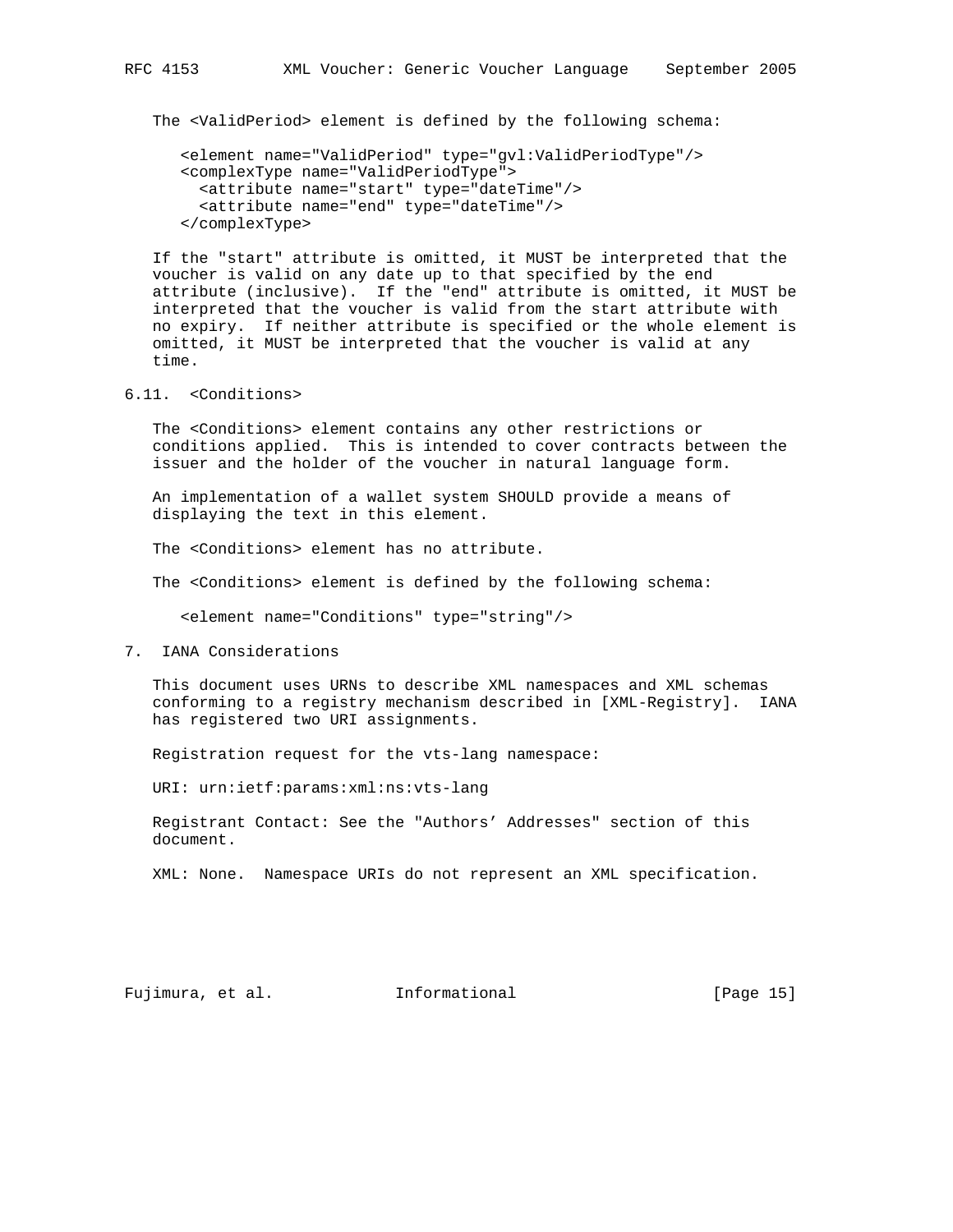The <ValidPeriod> element is defined by the following schema:

```
<element name="ValidPeriod" type="gvl:ValidPeriodType"/>
<complexType name="ValidPeriodType">
  <attribute name="start" type="dateTime"/>
  <attribute name="end" type="dateTime"/>
</complexType>
```

If the "start" attribute is omitted, it MUST be interpreted that the voucher is valid on any date up to that specified by the end attribute (inclusive). If the "end" attribute is omitted, it MUST be interpreted that the voucher is valid from the start attribute with no expiry. If neither attribute is specified or the whole element is omitted, it MUST be interpreted that the voucher is valid at any time.

### 6.11. <Conditions>

The <Conditions> element contains any other restrictions or conditions applied. This is intended to cover contracts between the issuer and the holder of the voucher in natural language form.

An implementation of a wallet system SHOULD provide a means of displaying the text in this element.

The <Conditions> element has no attribute.

The <Conditions> element is defined by the following schema:

```
<element name="Conditions" type="string"/>
```

## 7. IANA Considerations

This document uses URNs to describe XML namespaces and XML schemas conforming to a registry mechanism described in [XML-Registry]. IANA has registered two URI assignments.

Registration request for the vts-lang namespace:

URI: urn:ietf:params:xml:ns:vts-lang

Registrant Contact: See the "Authors’ Addresses" section of this document.

XML: None. Namespace URIs do not represent an XML specification.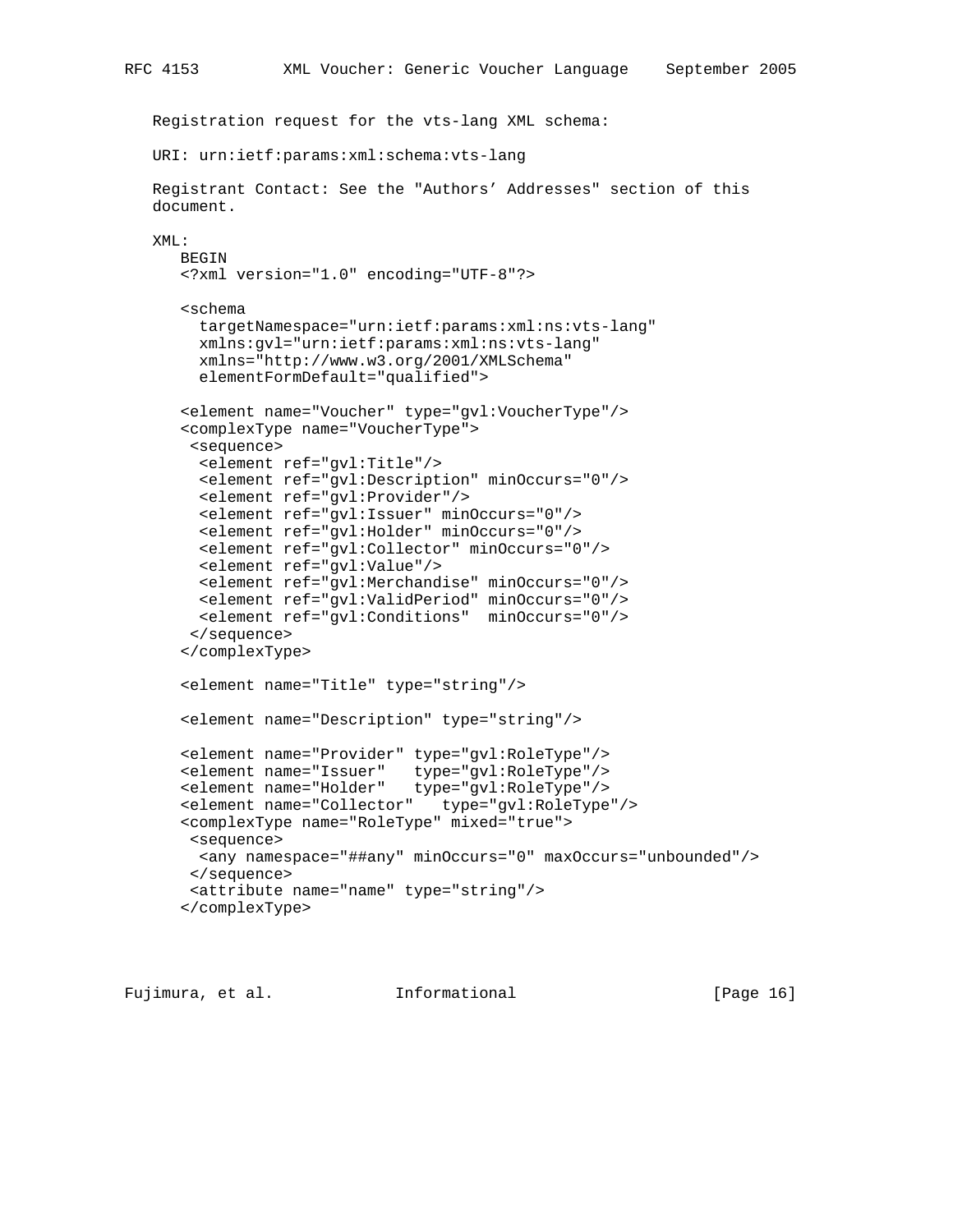Registration request for the vts-lang XML schema:

URI: urn:ietf:params:xml:schema:vts-lang

Registrant Contact: See the "Authors' Addresses" section of this document.

XML:

```
   BEGIN
   <?xml version="1.0" encoding="UTF-8"?>

   <schema
     targetNamespace="urn:ietf:params:xml:ns:vts-lang"
     xmlns:gvl="urn:ietf:params:xml:ns:vts-lang"
     xmlns="http://www.w3.org/2001/XMLSchema"
     elementFormDefault="qualified">

   <element name="Voucher" type="gvl:VoucherType"/>
   <complexType name="VoucherType">
    <sequence>
     <element ref="gvl:Title"/>
     <element ref="gvl:Description" minOccurs="0"/>
     <element ref="gvl:Provider"/>
     <element ref="gvl:Issuer" minOccurs="0"/>
     <element ref="gvl:Holder" minOccurs="0"/>
     <element ref="gvl:Collector" minOccurs="0"/>
     <element ref="gvl:Value"/>
     <element ref="gvl:Merchandise" minOccurs="0"/>
     <element ref="gvl:ValidPeriod" minOccurs="0"/>
     <element ref="gvl:Conditions"  minOccurs="0"/>
    </sequence>
   </complexType>

   <element name="Title" type="string"/>

   <element name="Description" type="string"/>

   <element name="Provider" type="gvl:RoleType"/>
   <element name="Issuer"   type="gvl:RoleType"/>
   <element name="Holder"   type="gvl:RoleType"/>
   <element name="Collector"   type="gvl:RoleType"/>
   <complexType name="RoleType" mixed="true">
    <sequence>
     <any namespace="##any" minOccurs="0" maxOccurs="unbounded"/>
    </sequence>
    <attribute name="name" type="string"/>
   </complexType>
```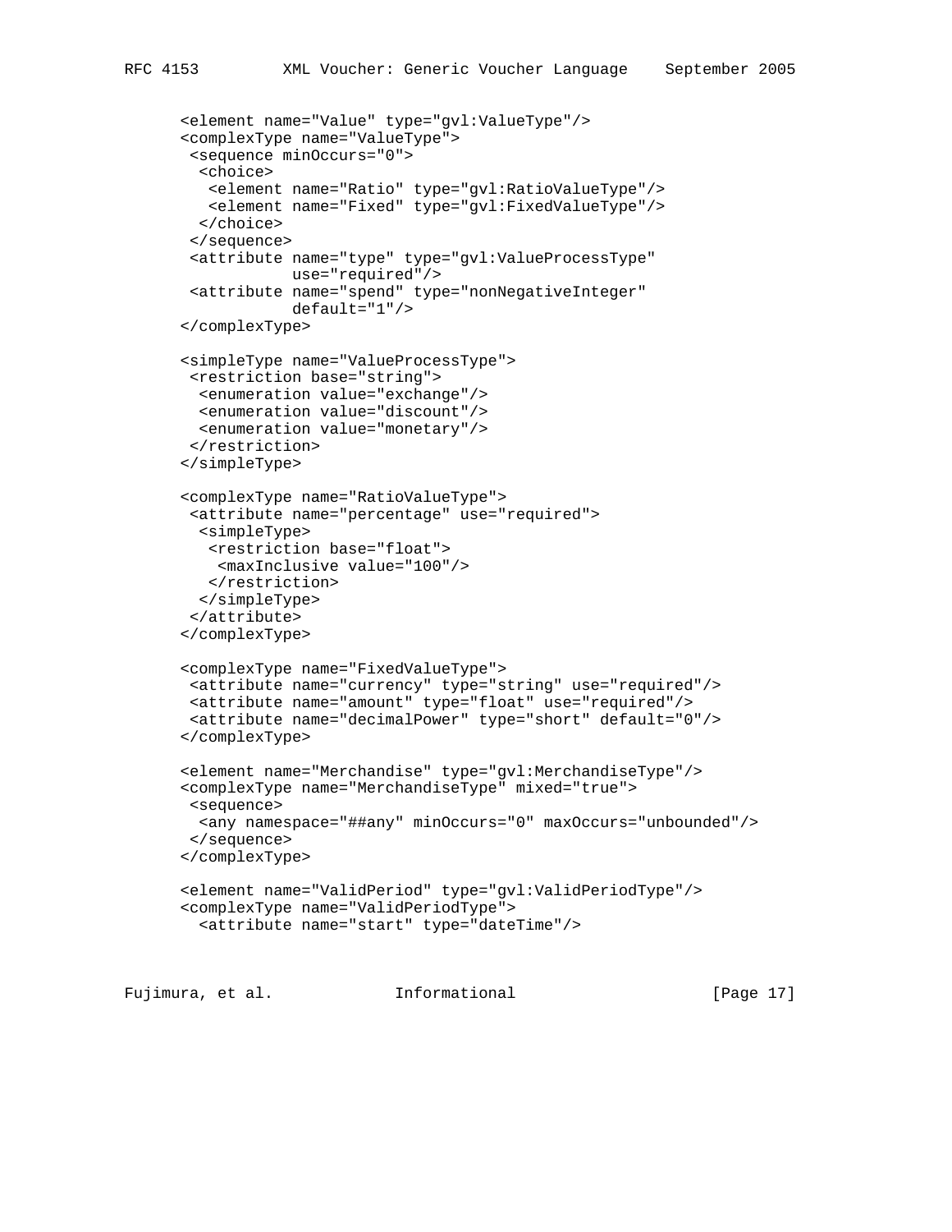```
   <element name="Value" type="gvl:ValueType"/>
   <complexType name="ValueType">
    <sequence minOccurs="0">
     <choice>
      <element name="Ratio" type="gvl:RatioValueType"/>
      <element name="Fixed" type="gvl:FixedValueType"/>
     </choice>
    </sequence>
    <attribute name="type" type="gvl:ValueProcessType"
               use="required"/>
    <attribute name="spend" type="nonNegativeInteger"
               default="1"/>
   </complexType>

   <simpleType name="ValueProcessType">
    <restriction base="string">
     <enumeration value="exchange"/>
     <enumeration value="discount"/>
     <enumeration value="monetary"/>
    </restriction>
   </simpleType>

   <complexType name="RatioValueType">
    <attribute name="percentage" use="required">
     <simpleType>
      <restriction base="float">
       <maxInclusive value="100"/>
      </restriction>
     </simpleType>
    </attribute>
   </complexType>

   <complexType name="FixedValueType">
    <attribute name="currency" type="string" use="required"/>
    <attribute name="amount" type="float" use="required"/>
    <attribute name="decimalPower" type="short" default="0"/>
   </complexType>

   <element name="Merchandise" type="gvl:MerchandiseType"/>
   <complexType name="MerchandiseType" mixed="true">
    <sequence>
     <any namespace="##any" minOccurs="0" maxOccurs="unbounded"/>
    </sequence>
   </complexType>

   <element name="ValidPeriod" type="gvl:ValidPeriodType"/>
   <complexType name="ValidPeriodType">
     <attribute name="start" type="dateTime"/>
```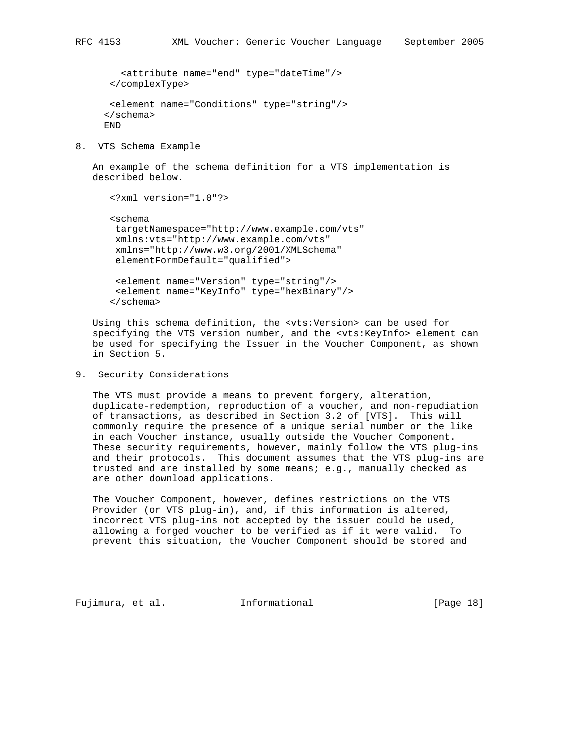```
  <attribute name="end" type="dateTime"/>
 </complexType>

 <element name="Conditions" type="string"/>
</schema>
END
```

## 8. VTS Schema Example

An example of the schema definition for a VTS implementation is described below.

```
<?xml version="1.0"?>

<schema
 targetNamespace="http://www.example.com/vts"
 xmlns:vts="http://www.example.com/vts"
 xmlns="http://www.w3.org/2001/XMLSchema"
 elementFormDefault="qualified">

 <element name="Version" type="string"/>
 <element name="KeyInfo" type="hexBinary"/>
</schema>
```

Using this schema definition, the <vts:Version> can be used for specifying the VTS version number, and the <vts:KeyInfo> element can be used for specifying the Issuer in the Voucher Component, as shown in Section 5.

## 9. Security Considerations

The VTS must provide a means to prevent forgery, alteration, duplicate-redemption, reproduction of a voucher, and non-repudiation of transactions, as described in Section 3.2 of [VTS]. This will commonly require the presence of a unique serial number or the like in each Voucher instance, usually outside the Voucher Component. These security requirements, however, mainly follow the VTS plug-ins and their protocols. This document assumes that the VTS plug-ins are trusted and are installed by some means; e.g., manually checked as are other download applications.

The Voucher Component, however, defines restrictions on the VTS Provider (or VTS plug-in), and, if this information is altered, incorrect VTS plug-ins not accepted by the issuer could be used, allowing a forged voucher to be verified as if it were valid. To prevent this situation, the Voucher Component should be stored and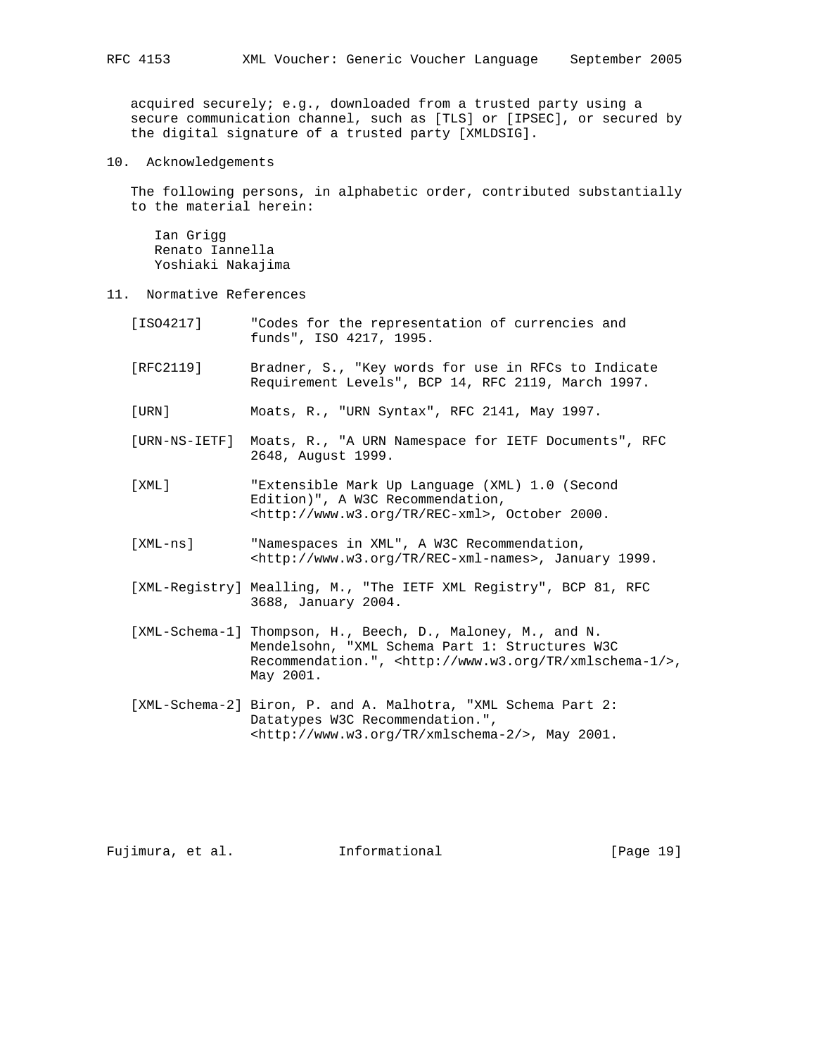acquired securely; e.g., downloaded from a trusted party using a secure communication channel, such as [TLS] or [IPSEC], or secured by the digital signature of a trusted party [XMLDSIG].

## 10. Acknowledgements

The following persons, in alphabetic order, contributed substantially to the material herein:

Ian Grigg
Renato Iannella
Yoshiaki Nakajima

## 11. Normative References

[ISO4217] "Codes for the representation of currencies and funds", ISO 4217, 1995.

[RFC2119] Bradner, S., "Key words for use in RFCs to Indicate Requirement Levels", BCP 14, RFC 2119, March 1997.

[URN] Moats, R., "URN Syntax", RFC 2141, May 1997.

[URN-NS-IETF] Moats, R., "A URN Namespace for IETF Documents", RFC 2648, August 1999.

[XML] "Extensible Mark Up Language (XML) 1.0 (Second Edition)", A W3C Recommendation, <http://www.w3.org/TR/REC-xml>, October 2000.

[XML-ns] "Namespaces in XML", A W3C Recommendation, <http://www.w3.org/TR/REC-xml-names>, January 1999.

[XML-Registry] Mealling, M., "The IETF XML Registry", BCP 81, RFC 3688, January 2004.

[XML-Schema-1] Thompson, H., Beech, D., Maloney, M., and N. Mendelsohn, "XML Schema Part 1: Structures W3C Recommendation.", <http://www.w3.org/TR/xmlschema-1/>, May 2001.

[XML-Schema-2] Biron, P. and A. Malhotra, "XML Schema Part 2: Datatypes W3C Recommendation.", <http://www.w3.org/TR/xmlschema-2/>, May 2001.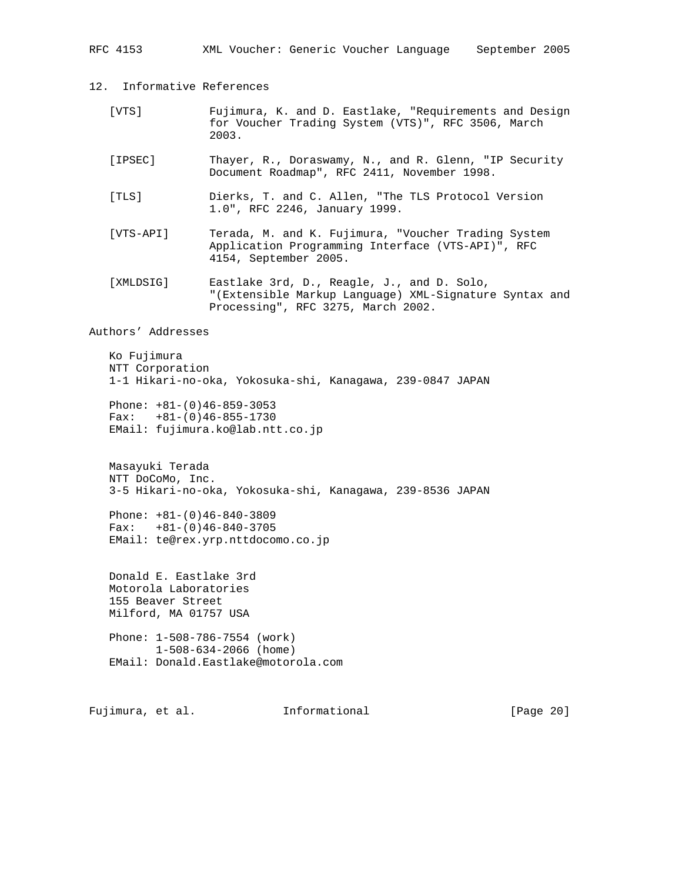## 12. Informative References

[VTS] Fujimura, K. and D. Eastlake, "Requirements and Design for Voucher Trading System (VTS)", RFC 3506, March 2003.

[IPSEC] Thayer, R., Doraswamy, N., and R. Glenn, "IP Security Document Roadmap", RFC 2411, November 1998.

[TLS] Dierks, T. and C. Allen, "The TLS Protocol Version 1.0", RFC 2246, January 1999.

[VTS-API] Terada, M. and K. Fujimura, "Voucher Trading System Application Programming Interface (VTS-API)", RFC 4154, September 2005.

[XMLDSIG] Eastlake 3rd, D., Reagle, J., and D. Solo, "(Extensible Markup Language) XML-Signature Syntax and Processing", RFC 3275, March 2002.

## Authors' Addresses

Ko Fujimura
NTT Corporation
1-1 Hikari-no-oka, Yokosuka-shi, Kanagawa, 239-0847 JAPAN

Phone: +81-(0)46-859-3053
Fax: +81-(0)46-855-1730
EMail: fujimura.ko@lab.ntt.co.jp

Masayuki Terada
NTT DoCoMo, Inc.
3-5 Hikari-no-oka, Yokosuka-shi, Kanagawa, 239-8536 JAPAN

Phone: +81-(0)46-840-3809
Fax: +81-(0)46-840-3705
EMail: te@rex.yrp.nttdocomo.co.jp

Donald E. Eastlake 3rd
Motorola Laboratories
155 Beaver Street
Milford, MA 01757 USA

Phone: 1-508-786-7554 (work)
1-508-634-2066 (home)
EMail: Donald.Eastlake@motorola.com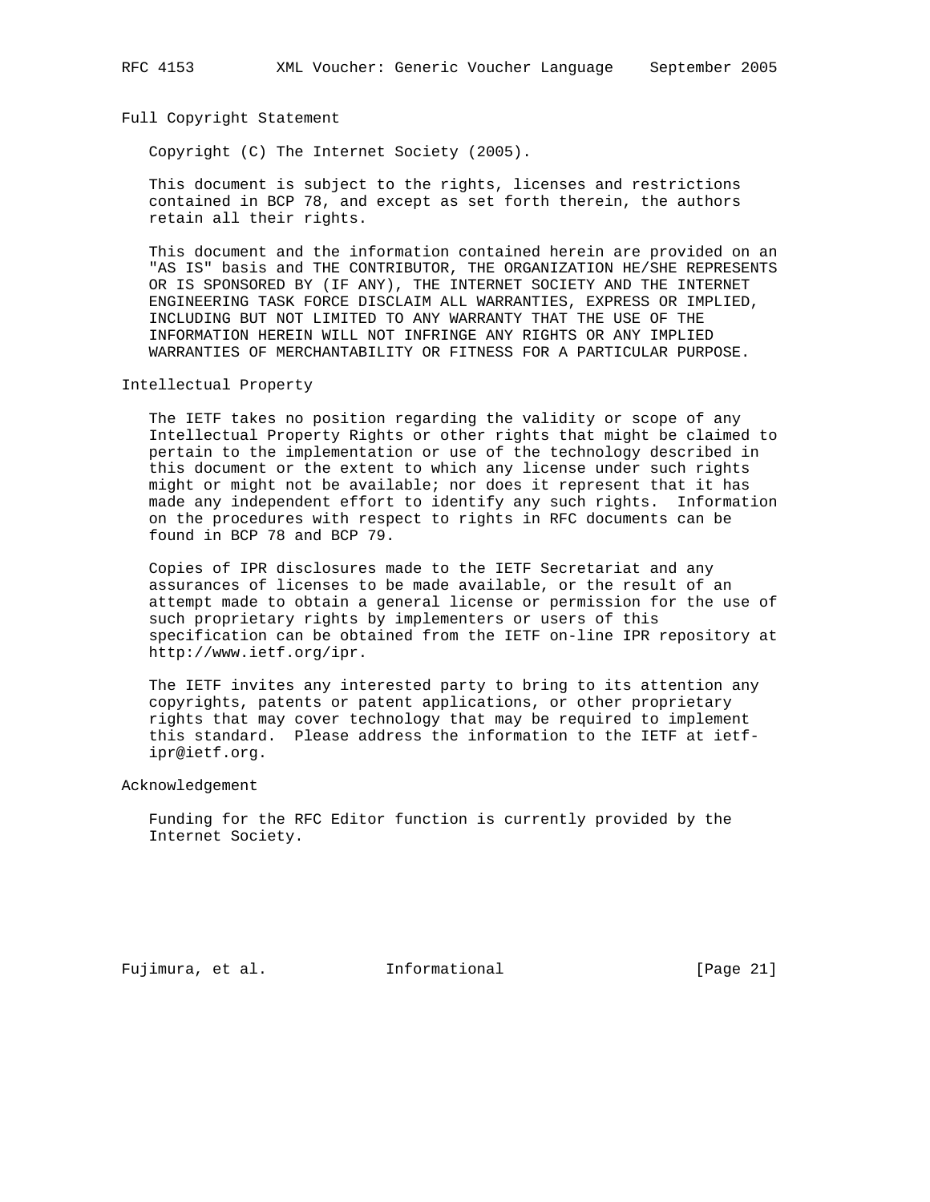## Full Copyright Statement

Copyright (C) The Internet Society (2005).

This document is subject to the rights, licenses and restrictions contained in BCP 78, and except as set forth therein, the authors retain all their rights.

This document and the information contained herein are provided on an "AS IS" basis and THE CONTRIBUTOR, THE ORGANIZATION HE/SHE REPRESENTS OR IS SPONSORED BY (IF ANY), THE INTERNET SOCIETY AND THE INTERNET ENGINEERING TASK FORCE DISCLAIM ALL WARRANTIES, EXPRESS OR IMPLIED, INCLUDING BUT NOT LIMITED TO ANY WARRANTY THAT THE USE OF THE INFORMATION HEREIN WILL NOT INFRINGE ANY RIGHTS OR ANY IMPLIED WARRANTIES OF MERCHANTABILITY OR FITNESS FOR A PARTICULAR PURPOSE.

## Intellectual Property

The IETF takes no position regarding the validity or scope of any Intellectual Property Rights or other rights that might be claimed to pertain to the implementation or use of the technology described in this document or the extent to which any license under such rights might or might not be available; nor does it represent that it has made any independent effort to identify any such rights. Information on the procedures with respect to rights in RFC documents can be found in BCP 78 and BCP 79.

Copies of IPR disclosures made to the IETF Secretariat and any assurances of licenses to be made available, or the result of an attempt made to obtain a general license or permission for the use of such proprietary rights by implementers or users of this specification can be obtained from the IETF on-line IPR repository at http://www.ietf.org/ipr.

The IETF invites any interested party to bring to its attention any copyrights, patents or patent applications, or other proprietary rights that may cover technology that may be required to implement this standard. Please address the information to the IETF at ietf-ipr@ietf.org.

## Acknowledgement

Funding for the RFC Editor function is currently provided by the Internet Society.